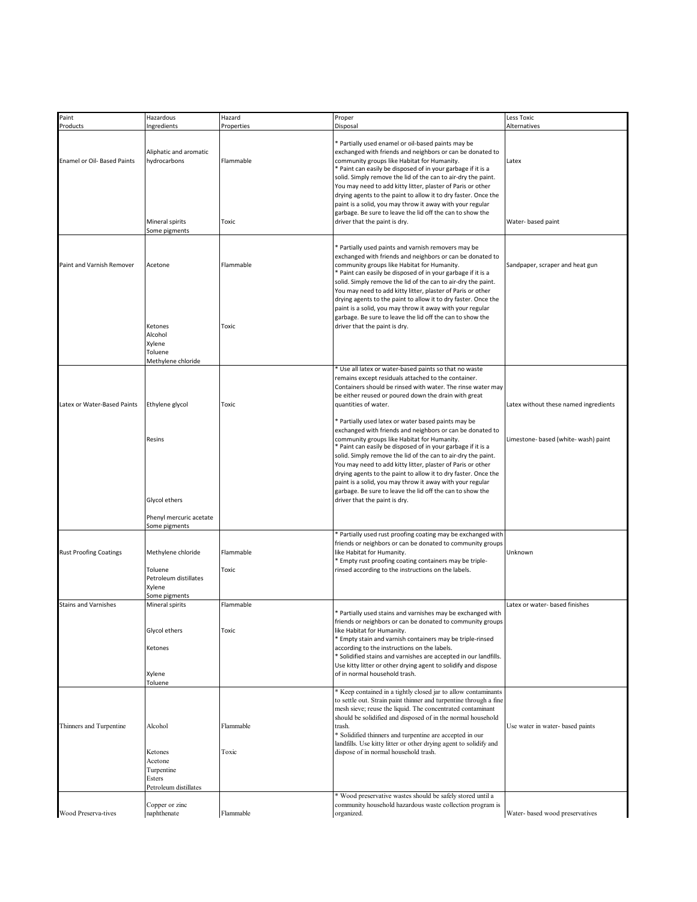| Paint Products | Hazardous Ingredients | Hazard Properties | Proper Disposal | Less Toxic Alternatives |
|---|---|---|---|---|
| Enamel or Oil- Based Paints | Aliphatic and aromatic hydrocarbons | Flammable | * Partially used enamel or oil-based paints may be exchanged with friends and neighbors or can be donated to community groups like Habitat for Humanity.<br>* Paint can easily be disposed of in your garbage if it is a solid. Simply remove the lid of the can to air-dry the paint. You may need to add kitty litter, plaster of Paris or other drying agents to the paint to allow it to dry faster. Once the paint is a solid, you may throw it away with your regular garbage. Be sure to leave the lid off the can to show the driver that the paint is dry. | Latex |
| | Mineral spirits | Toxic | | Water- based paint |
| | Some pigments | | | |
| Paint and Varnish Remover | Acetone | Flammable | * Partially used paints and varnish removers may be exchanged with friends and neighbors or can be donated to community groups like Habitat for Humanity.<br>* Paint can easily be disposed of in your garbage if it is a solid. Simply remove the lid of the can to air-dry the paint. You may need to add kitty litter, plaster of Paris or other drying agents to the paint to allow it to dry faster. Once the paint is a solid, you may throw it away with your regular garbage. Be sure to leave the lid off the can to show the driver that the paint is dry. | Sandpaper, scraper and heat gun |
| | Ketones | Toxic | | |
| | Alcohol | | | |
| | Xylene | | | |
| | Toluene | | | |
| | Methylene chloride | | | |
| Latex or Water-Based Paints | Ethylene glycol | Toxic | * Use all latex or water-based paints so that no waste remains except residuals attached to the container. Containers should be rinsed with water. The rinse water may be either reused or poured down the drain with great quantities of water.<br>* Partially used latex or water based paints may be exchanged with friends and neighbors or can be donated to community groups like Habitat for Humanity.<br>* Paint can easily be disposed of in your garbage if it is a solid. Simply remove the lid of the can to air-dry the paint. You may need to add kitty litter, plaster of Paris or other drying agents to the paint to allow it to dry faster. Once the paint is a solid, you may throw it away with your regular garbage. Be sure to leave the lid off the can to show the driver that the paint is dry. | Latex without these named ingredients |
| | Resins | | | Limestone- based (white- wash) paint |
| | Glycol ethers | | | |
| | Phenyl mercuric acetate | | | |
| | Some pigments | | | |
| Rust Proofing Coatings | Methylene chloride | Flammable | * Partially used rust proofing coating may be exchanged with friends or neighbors or can be donated to community groups like Habitat for Humanity.<br>* Empty rust proofing coating containers may be triple-rinsed according to the instructions on the labels. | Unknown |
| | Toluene | Toxic | | |
| | Petroleum distillates | | | |
| | Xylene | | | |
| | Some pigments | | | |
| Stains and Varnishes | Mineral spirits | Flammable | * Partially used stains and varnishes may be exchanged with friends or neighbors or can be donated to community groups like Habitat for Humanity.<br>* Empty stain and varnish containers may be triple-rinsed according to the instructions on the labels.<br>* Solidified stains and varnishes are accepted in our landfills. Use kitty litter or other drying agent to solidify and dispose of in normal household trash. | Latex or water- based finishes |
| | Glycol ethers | Toxic | | |
| | Ketones | | | |
| | Xylene | | | |
| | Toluene | | | |
| Thinners and Turpentine | Alcohol | Flammable | * Keep contained in a tightly closed jar to allow contaminants to settle out. Strain paint thinner and turpentine through a fine mesh sieve; reuse the liquid. The concentrated contaminant should be solidified and disposed of in the normal household trash.<br>* Solidified thinners and turpentine are accepted in our landfills. Use kitty litter or other drying agent to solidify and dispose of in normal household trash. | Use water in water- based paints |
| | Ketones | Toxic | | |
| | Acetone | | | |
| | Turpentine | | | |
| | Esters | | | |
| | Petroleum distillates | | | |
| Wood Preserva-tives | Copper or zinc naphthenate | Flammable | * Wood preservative wastes should be safely stored until a community household hazardous waste collection program is organized. | Water- based wood preservatives |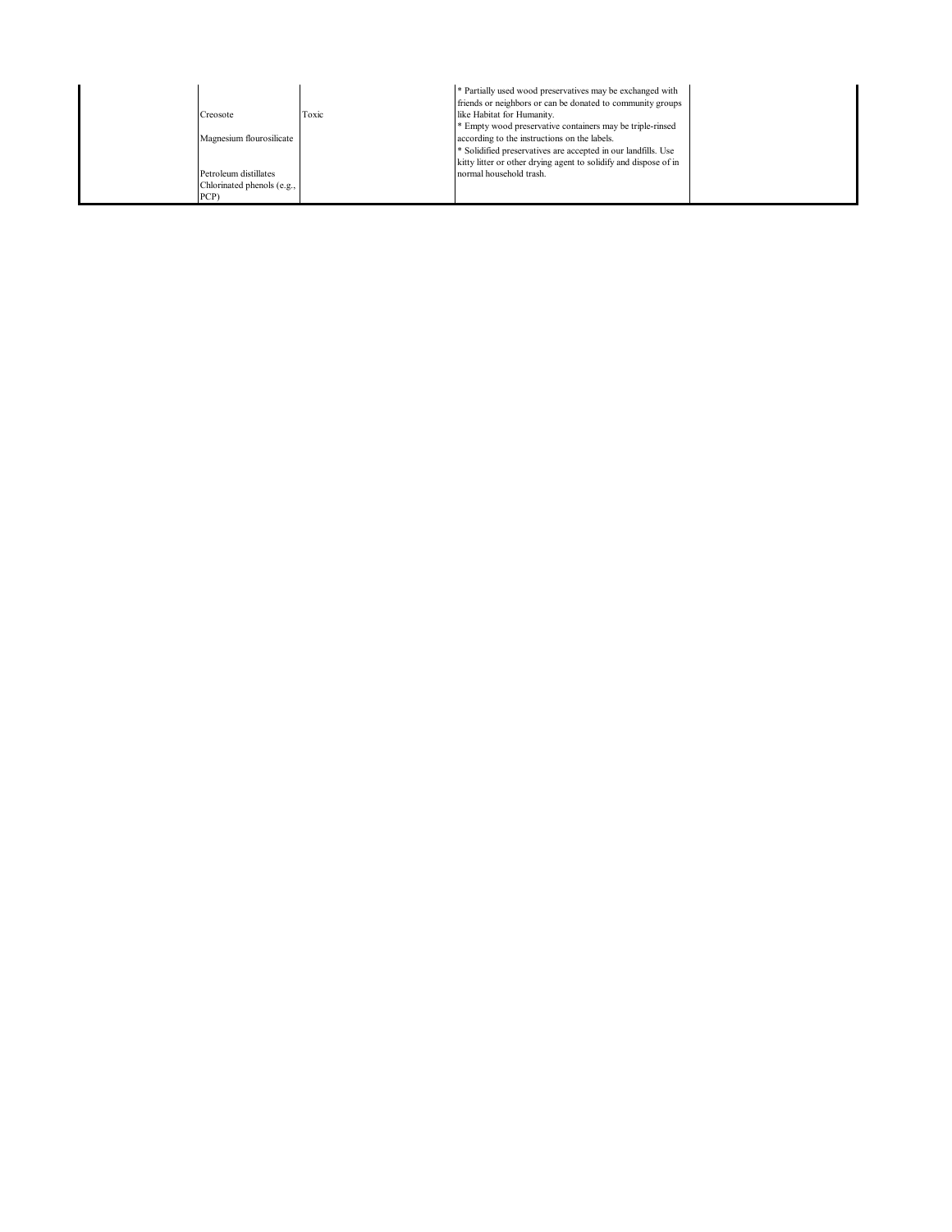|  | Creosote<br><br>Magnesium flourosilicate<br><br>Petroleum distillates<br>Chlorinated phenols (e.g., PCP) | Toxic | * Partially used wood preservatives may be exchanged with friends or neighbors or can be donated to community groups like Habitat for Humanity.<br>* Empty wood preservative containers may be triple-rinsed according to the instructions on the labels.<br>* Solidified preservatives are accepted in our landfills. Use kitty litter or other drying agent to solidify and dispose of in normal household trash. |  |
| --- | --- | --- | --- | --- |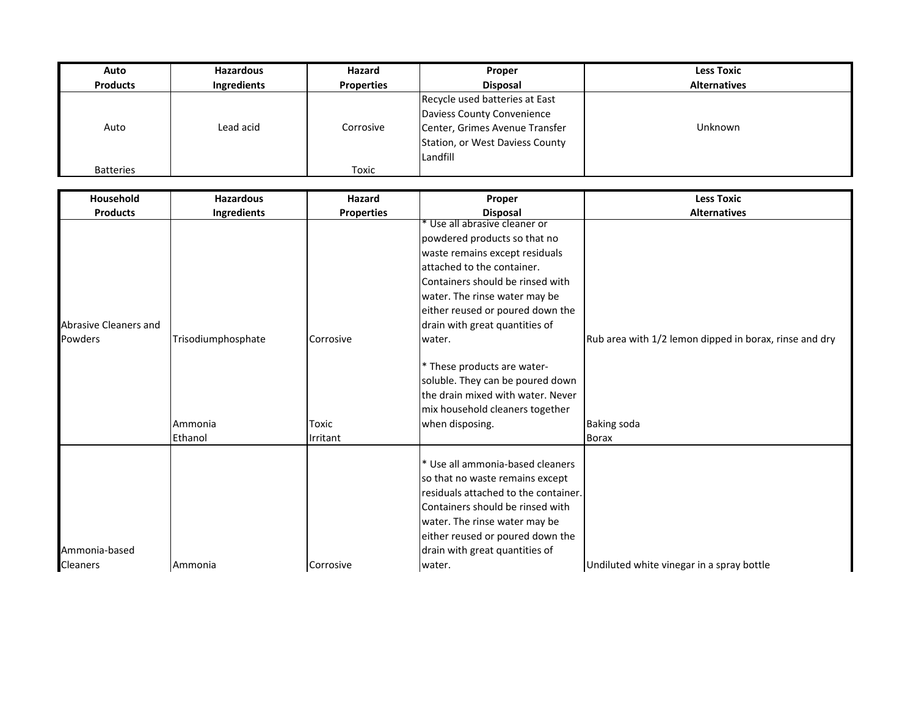| Auto Products | Hazardous Ingredients | Hazard Properties | Proper Disposal | Less Toxic Alternatives |
|---|---|---|---|---|
| Auto Batteries | Lead acid | Corrosive Toxic | Recycle used batteries at East Daviess County Convenience Center, Grimes Avenue Transfer Station, or West Daviess County Landfill | Unknown |

| Household Products | Hazardous Ingredients | Hazard Properties | Proper Disposal | Less Toxic Alternatives |
|---|---|---|---|---|
| Abrasive Cleaners and Powders | Trisodiumphosphate | Corrosive | * Use all abrasive cleaner or powdered products so that no waste remains except residuals attached to the container. Containers should be rinsed with water. The rinse water may be either reused or poured down the drain with great quantities of water. | Rub area with 1/2 lemon dipped in borax, rinse and dry |
| | Ammonia | Toxic | * These products are water-soluble. They can be poured down the drain mixed with water. Never mix household cleaners together when disposing. | Baking soda |
| | Ethanol | Irritant | | Borax |
| Ammonia-based Cleaners | Ammonia | Corrosive | * Use all ammonia-based cleaners so that no waste remains except residuals attached to the container. Containers should be rinsed with water. The rinse water may be either reused or poured down the drain with great quantities of water. | Undiluted white vinegar in a spray bottle |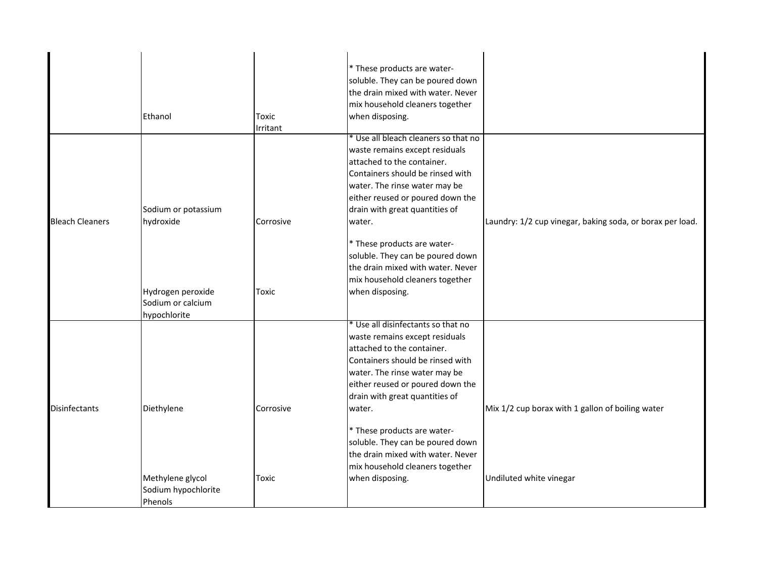| | | | | |
|---|---|---|---|---|
| | Ethanol | Toxic<br>Irritant | * These products are water-soluble. They can be poured down the drain mixed with water. Never mix household cleaners together when disposing. | |
| Bleach Cleaners | Sodium or potassium hydroxide | Corrosive | * Use all bleach cleaners so that no waste remains except residuals attached to the container. Containers should be rinsed with water. The rinse water may be either reused or poured down the drain with great quantities of water. | Laundry: 1/2 cup vinegar, baking soda, or borax per load. |
| | Hydrogen peroxide<br>Sodium or calcium hypochlorite | Toxic | * These products are water-soluble. They can be poured down the drain mixed with water. Never mix household cleaners together when disposing. | |
| Disinfectants | Diethylene | Corrosive | * Use all disinfectants so that no waste remains except residuals attached to the container. Containers should be rinsed with water. The rinse water may be either reused or poured down the drain with great quantities of water. | Mix 1/2 cup borax with 1 gallon of boiling water |
| | Methylene glycol<br>Sodium hypochlorite<br>Phenols | Toxic | * These products are water-soluble. They can be poured down the drain mixed with water. Never mix household cleaners together when disposing. | Undiluted white vinegar |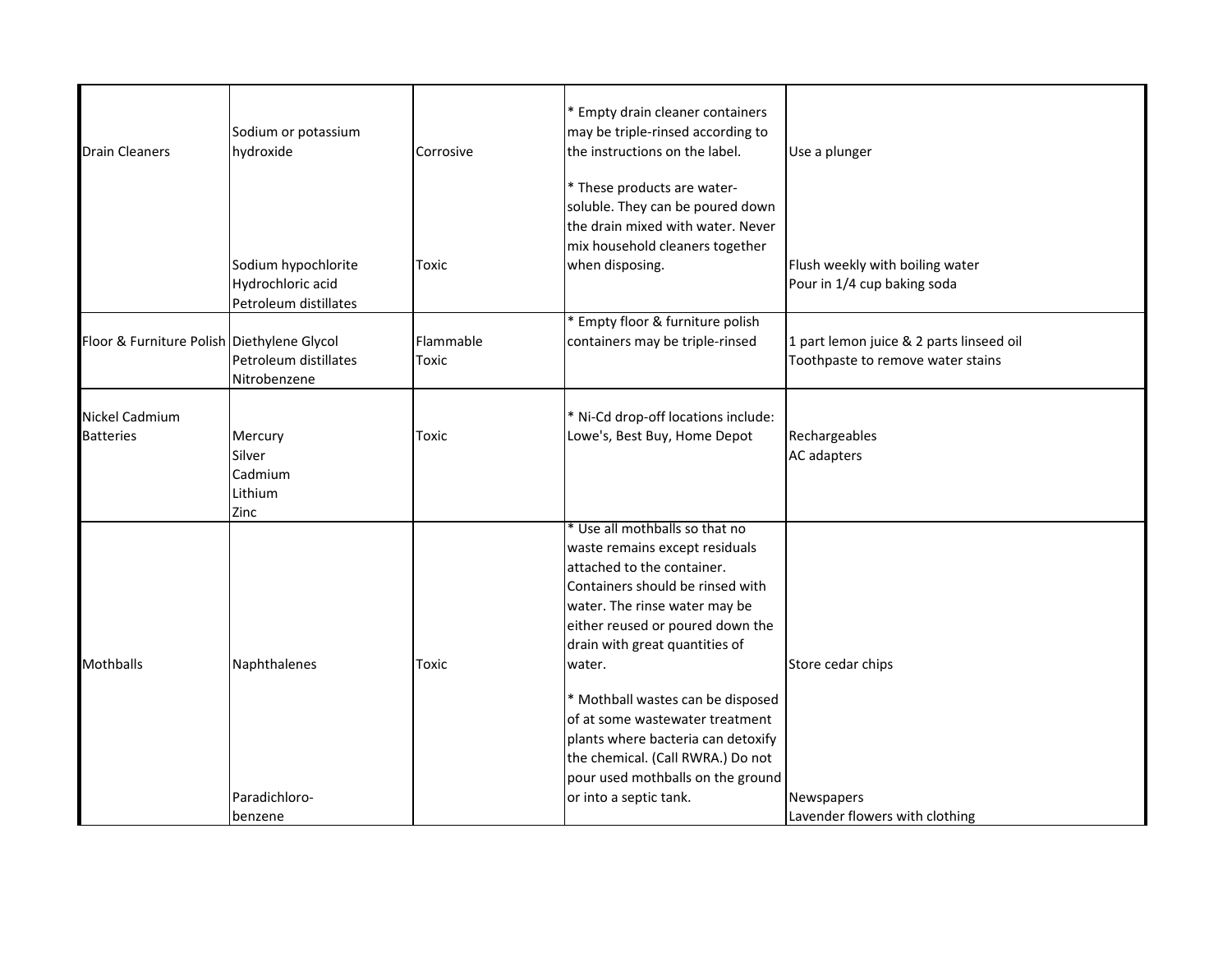| | | | | |
|---|---|---|---|---|
| Drain Cleaners | Sodium or potassium hydroxide<br><br>Sodium hypochlorite<br>Hydrochloric acid<br>Petroleum distillates | Corrosive<br><br>Toxic | * Empty drain cleaner containers may be triple-rinsed according to the instructions on the label.<br><br>* These products are water-soluble. They can be poured down the drain mixed with water. Never mix household cleaners together when disposing. | Use a plunger<br><br>Flush weekly with boiling water<br>Pour in 1/4 cup baking soda |
| Floor & Furniture Polish | Diethylene Glycol<br>Petroleum distillates<br>Nitrobenzene | Flammable<br>Toxic | * Empty floor & furniture polish containers may be triple-rinsed | 1 part lemon juice & 2 parts linseed oil<br>Toothpaste to remove water stains |
| Nickel Cadmium Batteries | Mercury<br>Silver<br>Cadmium<br>Lithium<br>Zinc | Toxic | * Ni-Cd drop-off locations include: Lowe's, Best Buy, Home Depot | Rechargeables<br>AC adapters |
| Mothballs | Naphthalenes<br><br>Paradichloro-benzene | Toxic | * Use all mothballs so that no waste remains except residuals attached to the container. Containers should be rinsed with water. The rinse water may be either reused or poured down the drain with great quantities of water.<br><br>* Mothball wastes can be disposed of at some wastewater treatment plants where bacteria can detoxify the chemical. (Call RWRA.) Do not pour used mothballs on the ground or into a septic tank. | Store cedar chips<br><br>Newspapers<br>Lavender flowers with clothing |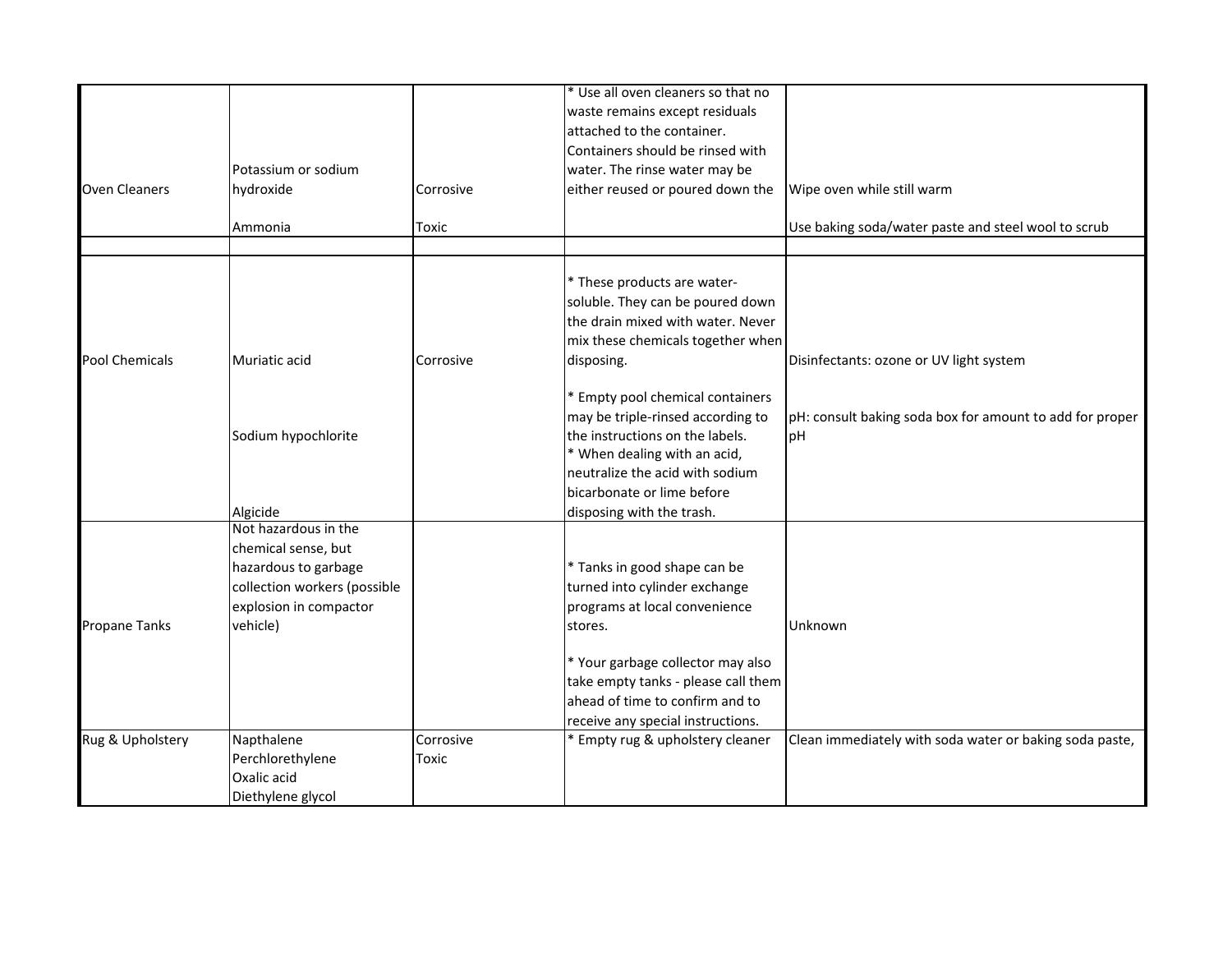| Oven Cleaners | Potassium or sodium hydroxide<br><br>Ammonia | Corrosive<br><br>Toxic | * Use all oven cleaners so that no waste remains except residuals attached to the container. Containers should be rinsed with water. The rinse water may be either reused or poured down the | Wipe oven while still warm<br><br>Use baking soda/water paste and steel wool to scrub |
|---|---|---|---|---|
| | | | | |
| Pool Chemicals | Muriatic acid<br><br>Sodium hypochlorite<br><br>Algicide | Corrosive | * These products are water-soluble. They can be poured down the drain mixed with water. Never mix these chemicals together when disposing.<br><br>* Empty pool chemical containers may be triple-rinsed according to the instructions on the labels.<br>* When dealing with an acid, neutralize the acid with sodium bicarbonate or lime before disposing with the trash. | Disinfectants: ozone or UV light system<br><br>pH: consult baking soda box for amount to add for proper pH |
| Propane Tanks | Not hazardous in the chemical sense, but hazardous to garbage collection workers (possible explosion in compactor vehicle) | | * Tanks in good shape can be turned into cylinder exchange programs at local convenience stores.<br><br>* Your garbage collector may also take empty tanks - please call them ahead of time to confirm and to receive any special instructions. | Unknown |
| Rug & Upholstery | Napthalene<br>Perchlorethylene<br>Oxalic acid<br>Diethylene glycol | Corrosive<br>Toxic | * Empty rug & upholstery cleaner | Clean immediately with soda water or baking soda paste, |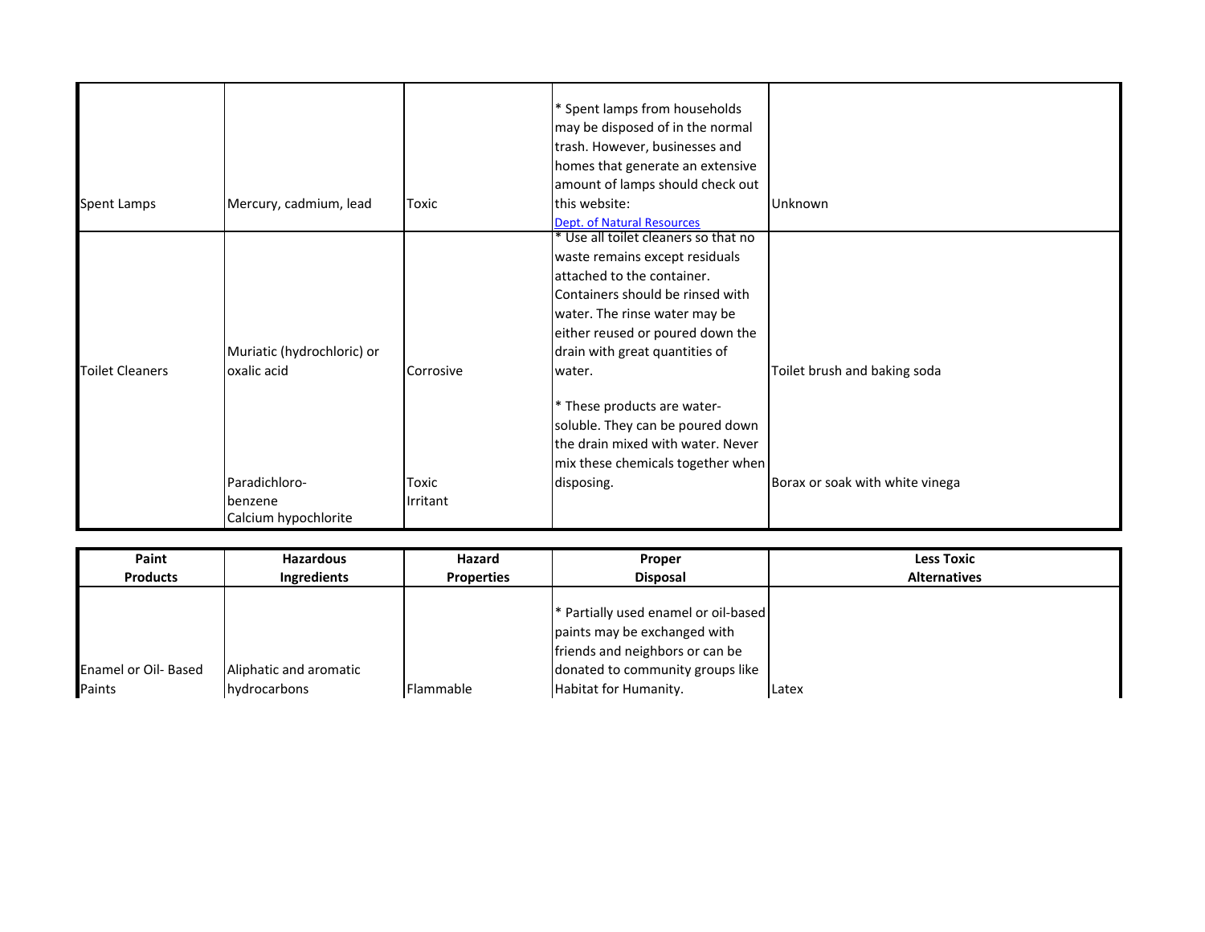| | | | | |
|---|---|---|---|---|
| Spent Lamps | Mercury, cadmium, lead | Toxic | * Spent lamps from households may be disposed of in the normal trash. However, businesses and homes that generate an extensive amount of lamps should check out this website: [Dept. of Natural Resources]() | Unknown |
| Toilet Cleaners | Muriatic (hydrochloric) or oxalic acid | Corrosive | * Use all toilet cleaners so that no waste remains except residuals attached to the container. Containers should be rinsed with water. The rinse water may be either reused or poured down the drain with great quantities of water. | Toilet brush and baking soda |
| | Paradichloro-benzene<br>Calcium hypochlorite | Toxic<br>Irritant | * These products are water-soluble. They can be poured down the drain mixed with water. Never mix these chemicals together when disposing. | Borax or soak with white vinega |

| Paint Products | Hazardous Ingredients | Hazard Properties | Proper Disposal | Less Toxic Alternatives |
|---|---|---|---|---|
| Enamel or Oil- Based Paints | Aliphatic and aromatic hydrocarbons | Flammable | * Partially used enamel or oil-based paints may be exchanged with friends and neighbors or can be donated to community groups like Habitat for Humanity. | Latex |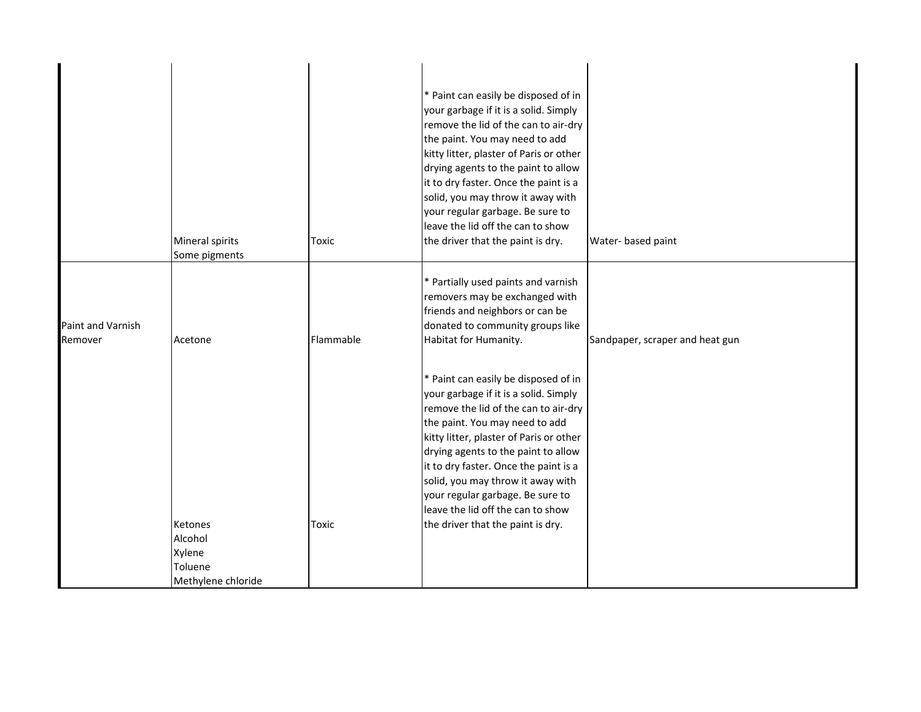| | | | | |
|---|---|---|---|---|
| | Mineral spirits<br>Some pigments | Toxic | * Paint can easily be disposed of in your garbage if it is a solid. Simply remove the lid of the can to air-dry the paint. You may need to add kitty litter, plaster of Paris or other drying agents to the paint to allow it to dry faster. Once the paint is a solid, you may throw it away with your regular garbage. Be sure to leave the lid off the can to show the driver that the paint is dry. | Water- based paint |
| Paint and Varnish Remover | Acetone | Flammable | * Partially used paints and varnish removers may be exchanged with friends and neighbors or can be donated to community groups like Habitat for Humanity. | Sandpaper, scraper and heat gun |
| | Ketones<br>Alcohol<br>Xylene<br>Toluene<br>Methylene chloride | Toxic | * Paint can easily be disposed of in your garbage if it is a solid. Simply remove the lid of the can to air-dry the paint. You may need to add kitty litter, plaster of Paris or other drying agents to the paint to allow it to dry faster. Once the paint is a solid, you may throw it away with your regular garbage. Be sure to leave the lid off the can to show the driver that the paint is dry. | |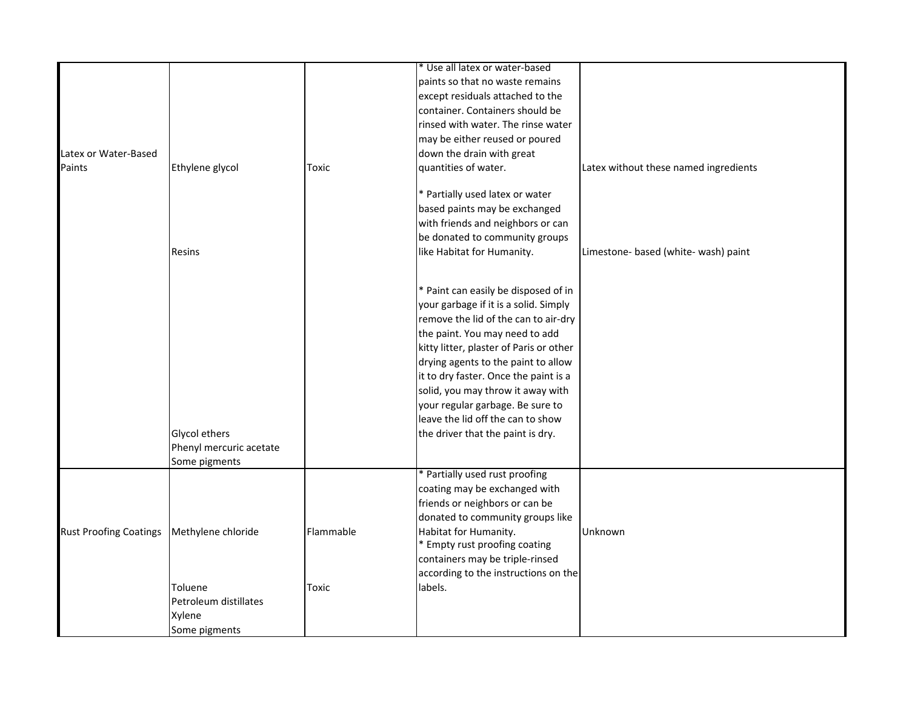| | | | | |
|---|---|---|---|---|
| Latex or Water-Based Paints | Ethylene glycol<br>Resins<br>Glycol ethers<br>Phenyl mercuric acetate<br>Some pigments | Toxic | * Use all latex or water-based paints so that no waste remains except residuals attached to the container. Containers should be rinsed with water. The rinse water may be either reused or poured down the drain with great quantities of water.<br><br>* Partially used latex or water based paints may be exchanged with friends and neighbors or can be donated to community groups like Habitat for Humanity.<br><br>* Paint can easily be disposed of in your garbage if it is a solid. Simply remove the lid of the can to air-dry the paint. You may need to add kitty litter, plaster of Paris or other drying agents to the paint to allow it to dry faster. Once the paint is a solid, you may throw it away with your regular garbage. Be sure to leave the lid off the can to show the driver that the paint is dry. | Latex without these named ingredients<br><br>Limestone- based (white- wash) paint |
| Rust Proofing Coatings | Methylene chloride<br>Toluene<br>Petroleum distillates<br>Xylene<br>Some pigments | Flammable<br>Toxic | * Partially used rust proofing coating may be exchanged with friends or neighbors or can be donated to community groups like Habitat for Humanity.<br>* Empty rust proofing coating containers may be triple-rinsed according to the instructions on the labels. | Unknown |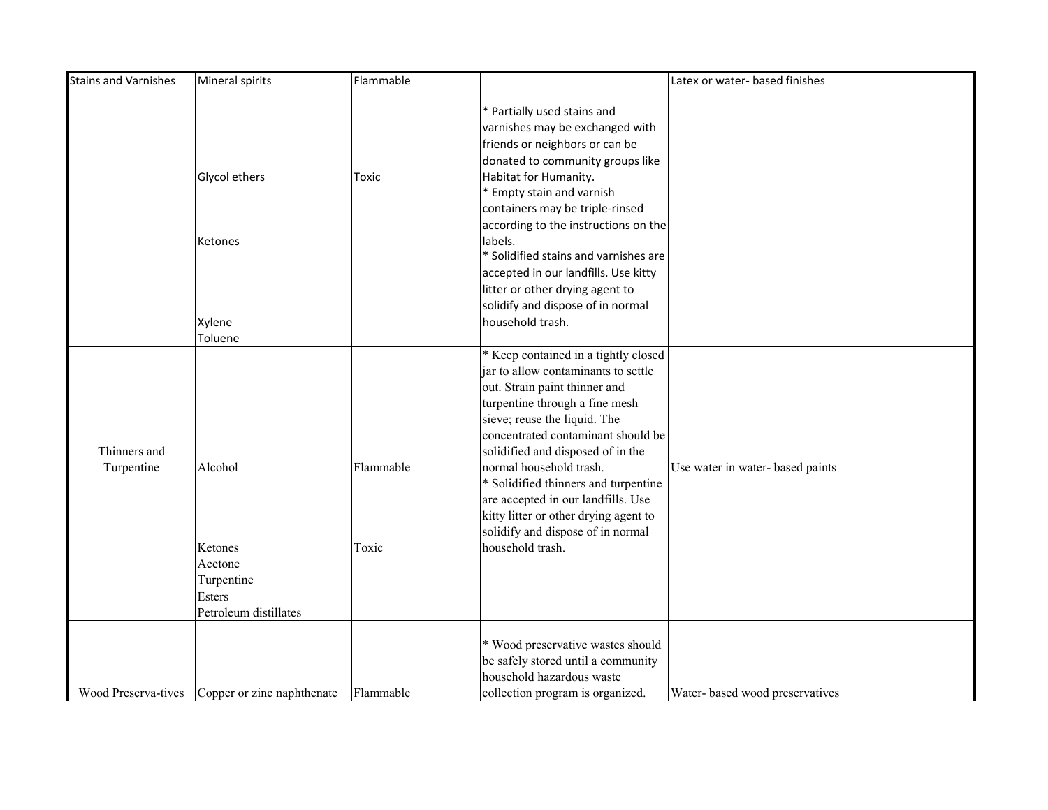| Stains and Varnishes | Mineral spirits<br>Glycol ethers<br>Ketones<br>Xylene<br>Toluene | Flammable<br>Toxic | * Partially used stains and varnishes may be exchanged with friends or neighbors or can be donated to community groups like Habitat for Humanity.<br>* Empty stain and varnish containers may be triple-rinsed according to the instructions on the labels.<br>* Solidified stains and varnishes are accepted in our landfills. Use kitty litter or other drying agent to solidify and dispose of in normal household trash. | Latex or water- based finishes |
|---|---|---|---|---|
| Thinners and Turpentine | Alcohol<br>Ketones<br>Acetone<br>Turpentine<br>Esters<br>Petroleum distillates | Flammable<br>Toxic | * Keep contained in a tightly closed jar to allow contaminants to settle out. Strain paint thinner and turpentine through a fine mesh sieve; reuse the liquid. The concentrated contaminant should be solidified and disposed of in the normal household trash.<br>* Solidified thinners and turpentine are accepted in our landfills. Use kitty litter or other drying agent to solidify and dispose of in normal household trash. | Use water in water- based paints |
| Wood Preserva-tives | Copper or zinc naphthenate | Flammable | * Wood preservative wastes should be safely stored until a community household hazardous waste collection program is organized. | Water- based wood preservatives |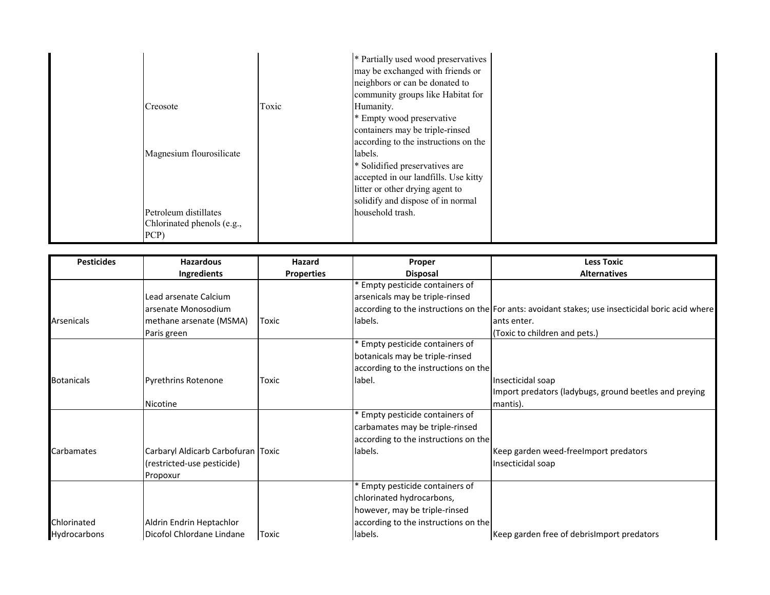| | Hazardous Ingredients | Hazard Properties | Proper Disposal | Less Toxic Alternatives |
|---|---|---|---|---|
| | Creosote<br>Magnesium flourosilicate<br>Petroleum distillates<br>Chlorinated phenols (e.g., PCP) | Toxic | * Partially used wood preservatives may be exchanged with friends or neighbors or can be donated to community groups like Habitat for Humanity.<br>* Empty wood preservative containers may be triple-rinsed according to the instructions on the labels.<br>* Solidified preservatives are accepted in our landfills. Use kitty litter or other drying agent to solidify and dispose of in normal household trash. | |

| Pesticides | Hazardous Ingredients | Hazard Properties | Proper Disposal | Less Toxic Alternatives |
|---|---|---|---|---|
| Arsenicals | Lead arsenate Calcium arsenate Monosodium methane arsenate (MSMA) Paris green | Toxic | * Empty pesticide containers of arsenicals may be triple-rinsed according to the instructions on the labels. | For ants: avoidant stakes; use insecticidal boric acid where ants enter.<br>(Toxic to children and pets.) |
| Botanicals | Pyrethrins Rotenone<br>Nicotine | Toxic | * Empty pesticide containers of botanicals may be triple-rinsed according to the instructions on the label. | Insecticidal soap<br>Import predators (ladybugs, ground beetles and preying mantis). |
| Carbamates | Carbaryl Aldicarb Carbofuran (restricted-use pesticide) Propoxur | Toxic | * Empty pesticide containers of carbamates may be triple-rinsed according to the instructions on the labels. | Keep garden weed-freeImport predators<br>Insecticidal soap |
| Chlorinated Hydrocarbons | Aldrin Endrin Heptachlor Dicofol Chlordane Lindane | Toxic | * Empty pesticide containers of chlorinated hydrocarbons, however, may be triple-rinsed according to the instructions on the labels. | Keep garden free of debrisImport predators |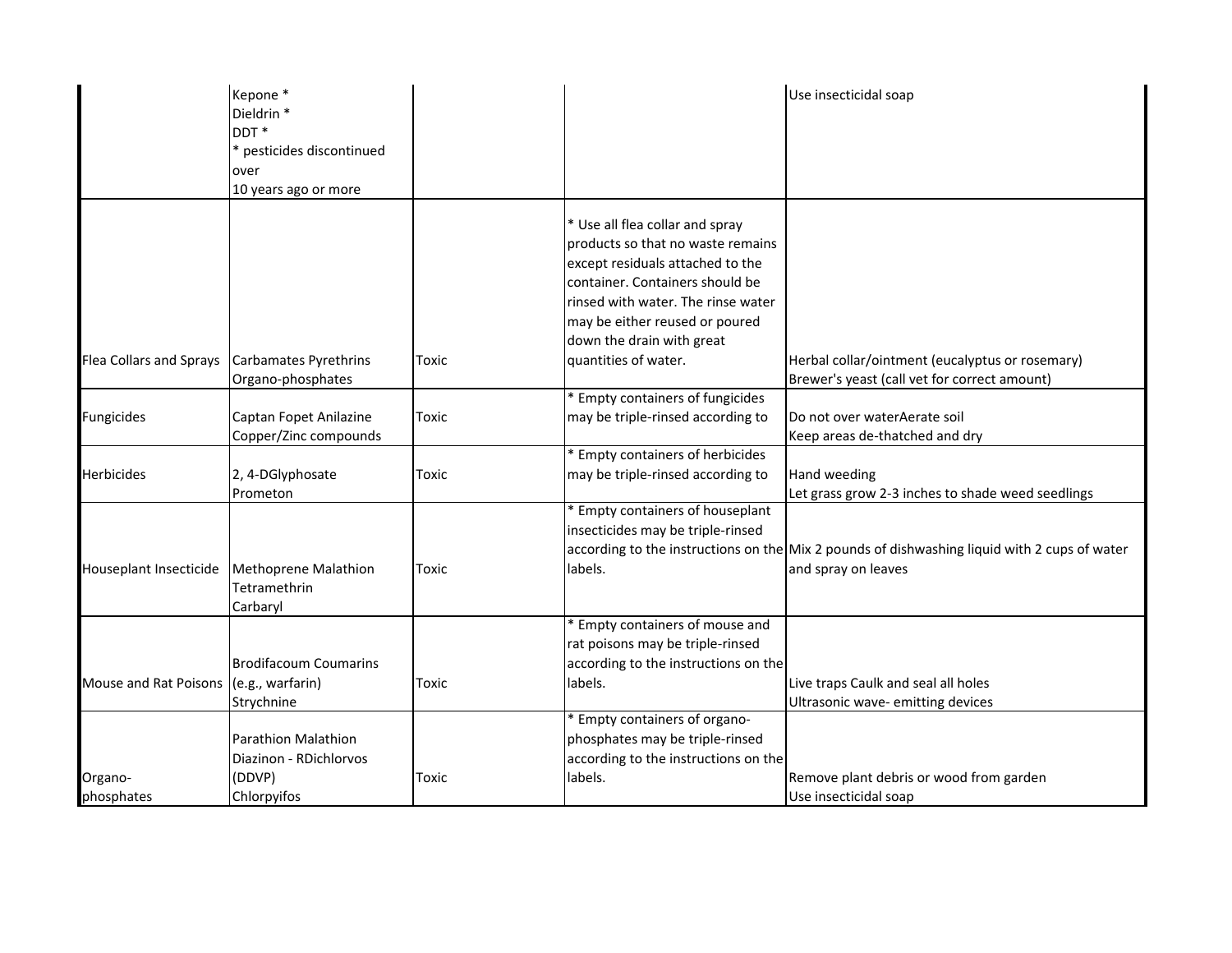| | | | | |
|---|---|---|---|---|
| | Kepone *<br>Dieldrin *<br>DDT *<br>* pesticides discontinued over<br>10 years ago or more | | | Use insecticidal soap |
| Flea Collars and Sprays | Carbamates Pyrethrins<br>Organo-phosphates | Toxic | * Use all flea collar and spray products so that no waste remains except residuals attached to the container. Containers should be rinsed with water. The rinse water may be either reused or poured down the drain with great quantities of water. | Herbal collar/ointment (eucalyptus or rosemary)<br>Brewer's yeast (call vet for correct amount) |
| Fungicides | Captan Fopet Anilazine<br>Copper/Zinc compounds | Toxic | * Empty containers of fungicides may be triple-rinsed according to | Do not over waterAerate soil<br>Keep areas de-thatched and dry |
| Herbicides | 2, 4-DGlyphosate<br>Prometon | Toxic | * Empty containers of herbicides may be triple-rinsed according to | Hand weeding<br>Let grass grow 2-3 inches to shade weed seedlings |
| Houseplant Insecticide | Methoprene Malathion<br>Tetramethrin<br>Carbaryl | Toxic | * Empty containers of houseplant insecticides may be triple-rinsed according to the instructions on the labels. | Mix 2 pounds of dishwashing liquid with 2 cups of water and spray on leaves |
| Mouse and Rat Poisons | Brodifacoum Coumarins<br>(e.g., warfarin)<br>Strychnine | Toxic | * Empty containers of mouse and rat poisons may be triple-rinsed according to the instructions on the labels. | Live traps Caulk and seal all holes<br>Ultrasonic wave- emitting devices |
| Organo-phosphates | Parathion Malathion<br>Diazinon - RDichlorvos<br>(DDVP)<br>Chlorpyifos | Toxic | * Empty containers of organo-phosphates may be triple-rinsed according to the instructions on the labels. | Remove plant debris or wood from garden<br>Use insecticidal soap |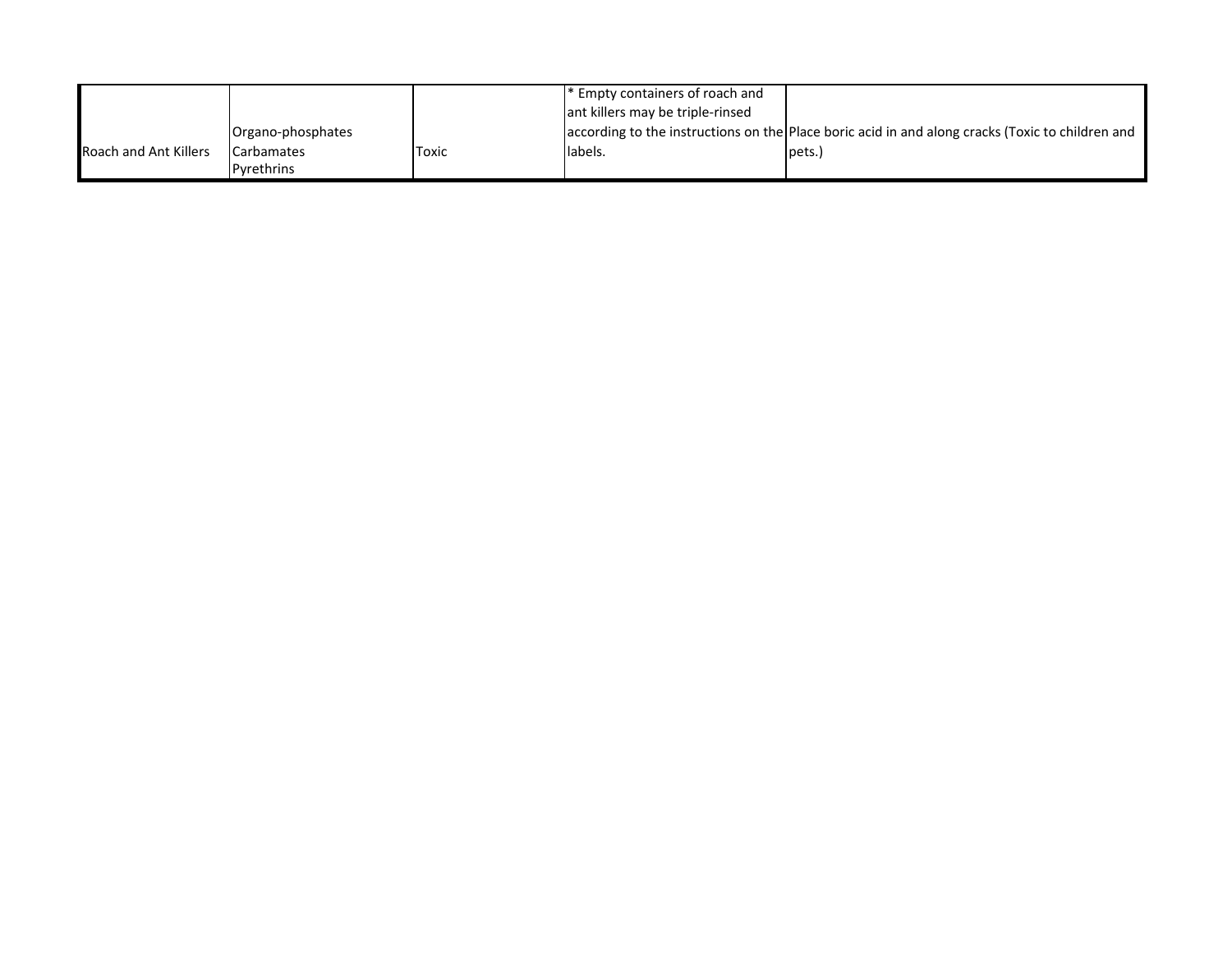| | | | | |
|---|---|---|---|---|
| Roach and Ant Killers | Organo-phosphates<br>Carbamates<br>Pyrethrins | Toxic | * Empty containers of roach and ant killers may be triple-rinsed according to the instructions on the labels. | Place boric acid in and along cracks (Toxic to children and pets.) |